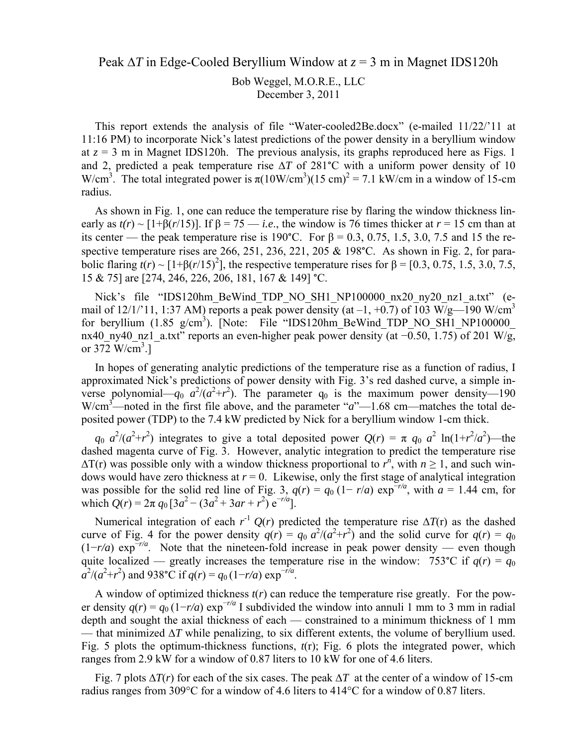# Peak $\Delta T$ in Edge-Cooled Beryllium Window at $z$ = 3 m in Magnet IDS120h

Bob Weggel, M.O.R.E., LLC
December 3, 2011

This report extends the analysis of file "Water-cooled2Be.docx" (e-mailed 11/22/'11 at 11:16 PM) to incorporate Nick's latest predictions of the power density in a beryllium window at $z$ = 3 m in Magnet IDS120h. The previous analysis, its graphs reproduced here as Figs. 1 and 2, predicted a peak temperature rise $\Delta T$ of 281°C with a uniform power density of 10 W/cm$^3$. The total integrated power is $\pi$(10W/cm$^3$)(15 cm)$^2$ = 7.1 kW/cm in a window of 15-cm radius.

As shown in Fig. 1, one can reduce the temperature rise by flaring the window thickness linearly as $t(r) \sim [1+\beta(r/15)]$. If $\beta$ = 75 — *i.e.*, the window is 76 times thicker at $r$ = 15 cm than at its center — the peak temperature rise is 190°C. For $\beta$ = 0.3, 0.75, 1.5, 3.0, 7.5 and 15 the respective temperature rises are 266, 251, 236, 221, 205 & 198°C. As shown in Fig. 2, for parabolic flaring $t(r) \sim [1+\beta(r/15)^2]$, the respective temperature rises for $\beta$ = [0.3, 0.75, 1.5, 3.0, 7.5, 15 & 75] are [274, 246, 226, 206, 181, 167 & 149] °C.

Nick's file "IDS120hm_BeWind_TDP_NO_SH1_NP100000_nx20_ny20_nz1_a.txt" (e-mail of 12/1/'11, 1:37 AM) reports a peak power density (at –1, +0.7) of 103 W/g—190 W/cm$^3$ for beryllium (1.85 g/cm$^3$). [Note: File "IDS120hm_BeWind_TDP_NO_SH1_NP100000_ nx40_ny40_nz1_a.txt" reports an even-higher peak power density (at −0.50, 1.75) of 201 W/g, or 372 W/cm$^3$.]

In hopes of generating analytic predictions of the temperature rise as a function of radius, I approximated Nick's predictions of power density with Fig. 3's red dashed curve, a simple inverse polynomial—$q_0\ a^2/(a^2+r^2)$. The parameter $q_0$ is the maximum power density—190 W/cm$^3$—noted in the first file above, and the parameter "$a$"—1.68 cm—matches the total deposited power (TDP) to the 7.4 kW predicted by Nick for a beryllium window 1-cm thick.

$q_0\ a^2/(a^2+r^2)$ integrates to give a total deposited power $Q(r) = \pi\ q_0\ a^2\ \ln(1+r^2/a^2)$—the dashed magenta curve of Fig. 3. However, analytic integration to predict the temperature rise $\Delta T(r)$ was possible only with a window thickness proportional to $r^n$, with $n \geq 1$, and such windows would have zero thickness at $r$ = 0. Likewise, only the first stage of analytical integration was possible for the solid red line of Fig. 3, $q(r) = q_0\,(1-r/a)\exp^{-r/a}$, with $a$ = 1.44 cm, for which $Q(r) = 2\pi\ q_0\,[3a^2 - (3a^2 + 3ar + r^2)\ e^{-r/a}]$.

Numerical integration of each $r^{-1}\ Q(r)$ predicted the temperature rise $\Delta T(r)$ as the dashed curve of Fig. 4 for the power density $q(r) = q_0\ a^2/(a^2+r^2)$ and the solid curve for $q(r) = q_0\,(1-r/a)\exp^{-r/a}$. Note that the nineteen-fold increase in peak power density — even though quite localized — greatly increases the temperature rise in the window: 753°C if $q(r) = q_0\ a^2/(a^2+r^2)$ and 938°C if $q(r) = q_0\,(1-r/a)\exp^{-r/a}$.

A window of optimized thickness $t(r)$ can reduce the temperature rise greatly. For the power density $q(r) = q_0\,(1-r/a)\exp^{-r/a}$ I subdivided the window into annuli 1 mm to 3 mm in radial depth and sought the axial thickness of each — constrained to a minimum thickness of 1 mm — that minimized $\Delta T$ while penalizing, to six different extents, the volume of beryllium used. Fig. 5 plots the optimum-thickness functions, $t$(r); Fig. 6 plots the integrated power, which ranges from 2.9 kW for a window of 0.87 liters to 10 kW for one of 4.6 liters.

Fig. 7 plots $\Delta T(r)$ for each of the six cases. The peak $\Delta T$ at the center of a window of 15-cm radius ranges from 309°C for a window of 4.6 liters to 414°C for a window of 0.87 liters.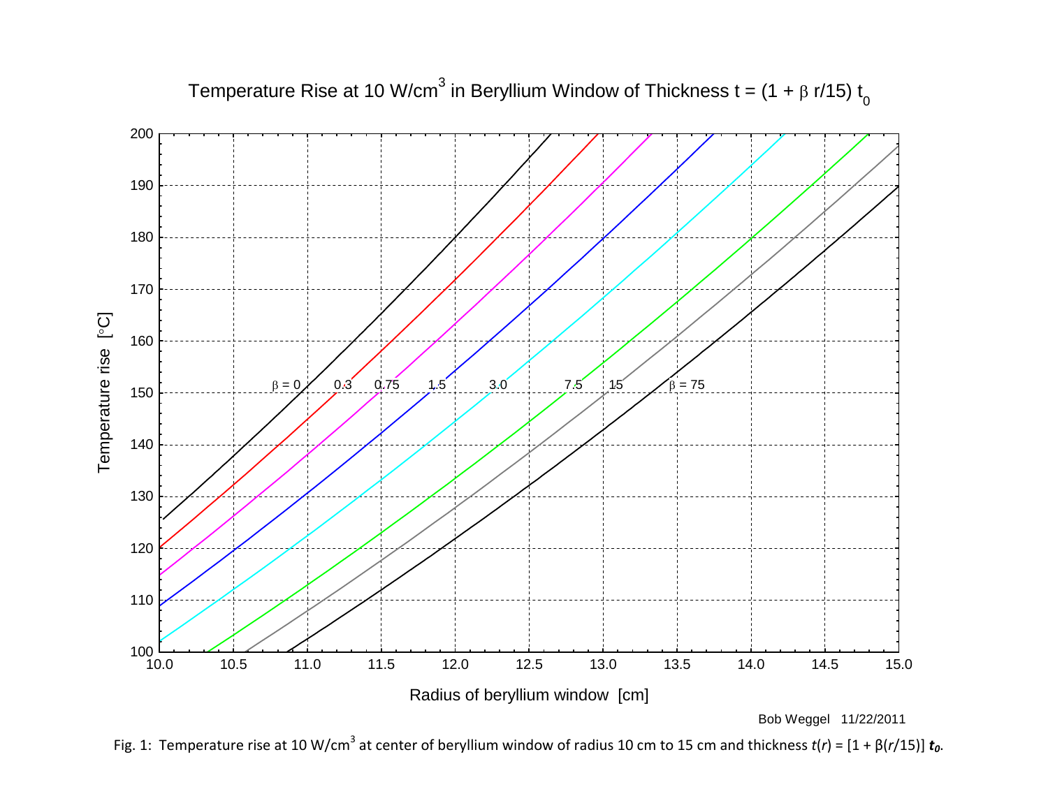Fig. 1: Temperature rise at 10 W/cm$^3$ at center of beryllium window of radius 10 cm to 15 cm and thickness $t(r) = [1 + \beta(r/15)]\, \boldsymbol{t_0}$.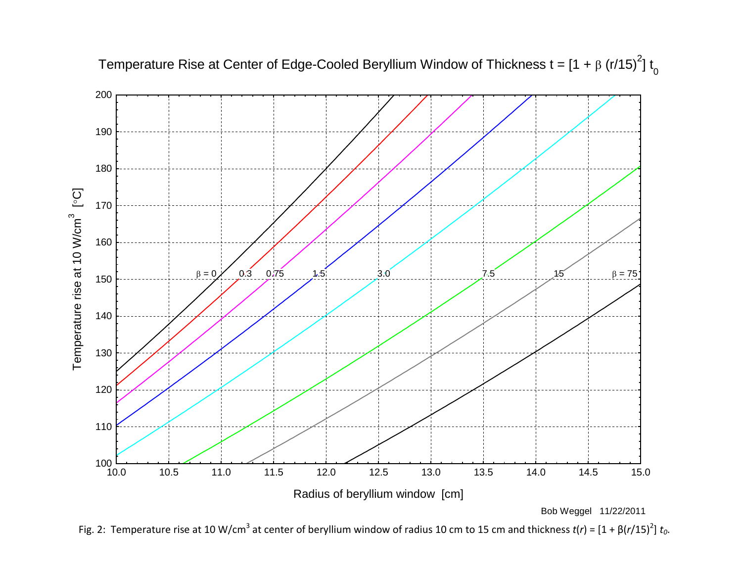Bob Weggel 11/22/2011

Fig. 2: Temperature rise at 10 W/cm$^3$ at center of beryllium window of radius 10 cm to 15 cm and thickness $t(r) = [1 + \beta(r/15)^2]\ t_0$.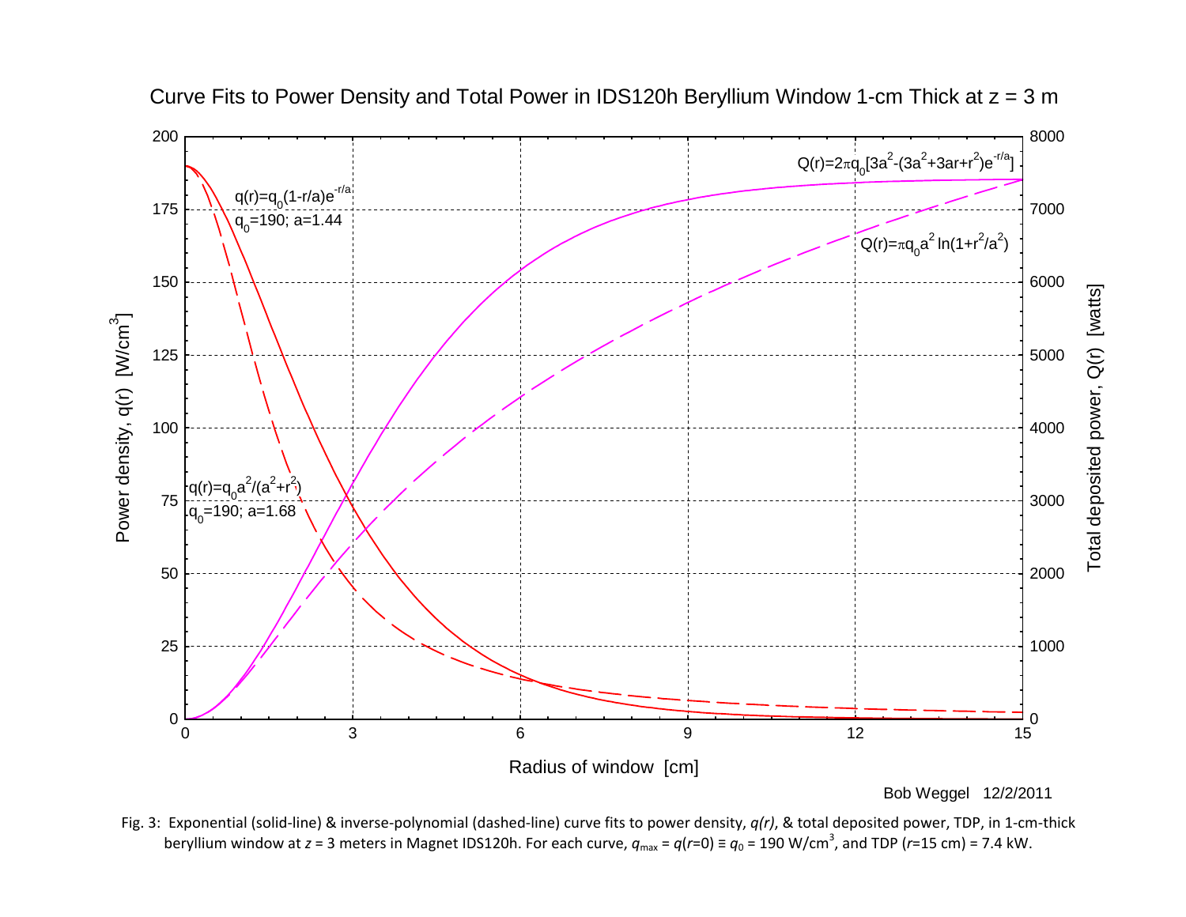Curve Fits to Power Density and Total Power in IDS120h Beryllium Window 1-cm Thick at z = 3 m

$q(r)=q_0(1-r/a)e^{-r/a}$

$q_0=190$; $a=1.44$

$q(r)=q_0 a^2/(a^2+r^2)$

$q_0=190$; $a=1.68$

$Q(r)=2\pi q_0[3a^2-(3a^2+3ar+r^2)e^{-r/a}]$

$Q(r)=\pi q_0 a^2 \ln(1+r^2/a^2)$

Power density, q(r) [W/cm³]

Total deposited power, Q(r) [watts]

Radius of window [cm]

Bob Weggel 12/2/2011

Fig. 3: Exponential (solid-line) & inverse-polynomial (dashed-line) curve fits to power density, *q(r)*, & total deposited power, TDP, in 1-cm-thick beryllium window at $z$ = 3 meters in Magnet IDS120h. For each curve, $q_{max} = q(r=0) \equiv q_0$ = 190 W/cm³, and TDP ($r$=15 cm) = 7.4 kW.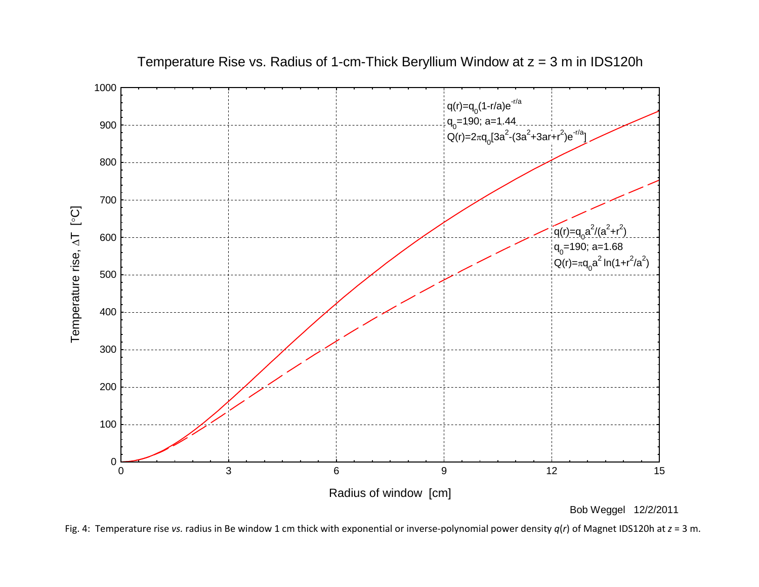Temperature Rise vs. Radius of 1-cm-Thick Beryllium Window at z = 3 m in IDS120h

$q(r)=q_0(1-r/a)e^{-r/a}$

$q_0=190$; $a=1.44$

$Q(r)=2\pi q_0[3a^2-(3a^2+3ar+r^2)e^{-r/a}]$

$q(r)=q_0 a^2/(a^2+r^2)$

$q_0=190$; $a=1.68$

$Q(r)=\pi q_0 a^2 \ln(1+r^2/a^2)$

Temperature rise, $\Delta T$ [°C]

Radius of window [cm]

Bob Weggel 12/2/2011

Fig. 4: Temperature rise *vs.* radius in Be window 1 cm thick with exponential or inverse-polynomial power density $q(r)$ of Magnet IDS120h at $z$ = 3 m.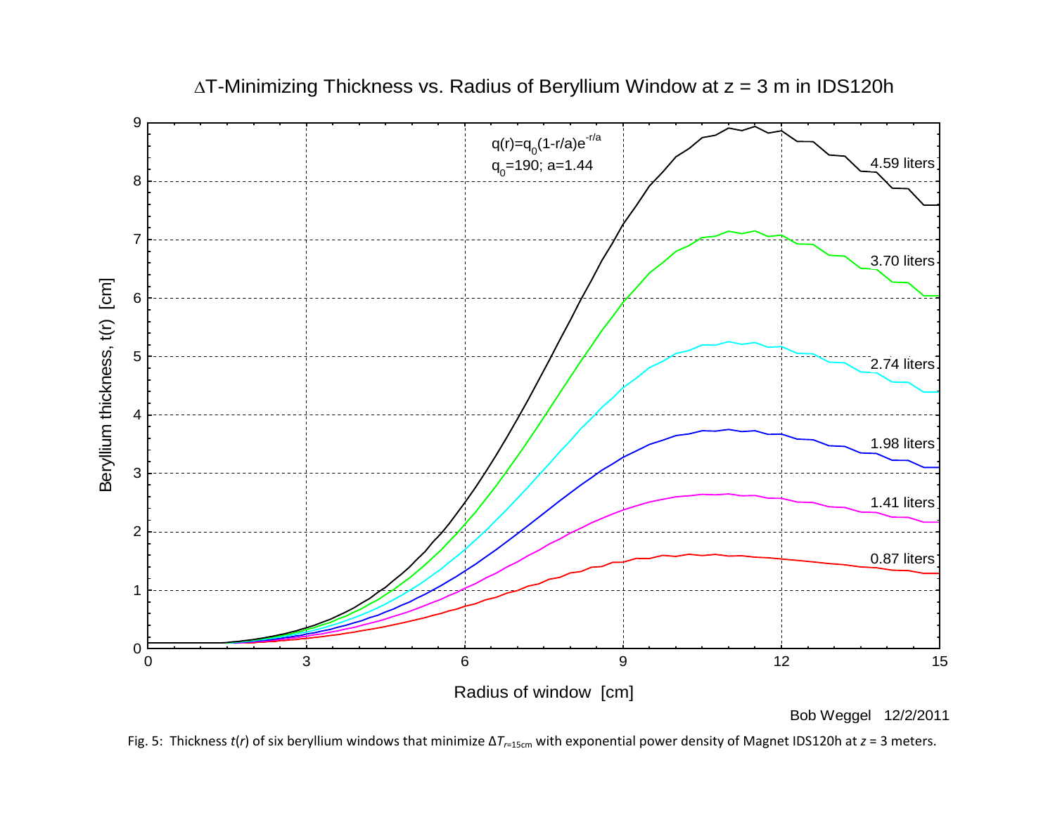# ΔT-Minimizing Thickness vs. Radius of Beryllium Window at z = 3 m in IDS120h

$q(r)=q_0(1-r/a)e^{-r/a}$

$q_0=190$; $a=1.44$

Beryllium thickness, t(r) [cm]

Radius of window [cm]

4.59 liters

3.70 liters

2.74 liters

1.98 liters

1.41 liters

0.87 liters

Bob Weggel 12/2/2011

Fig. 5: Thickness $t(r)$ of six beryllium windows that minimize $\Delta T_{r=15\text{cm}}$ with exponential power density of Magnet IDS120h at $z$ = 3 meters.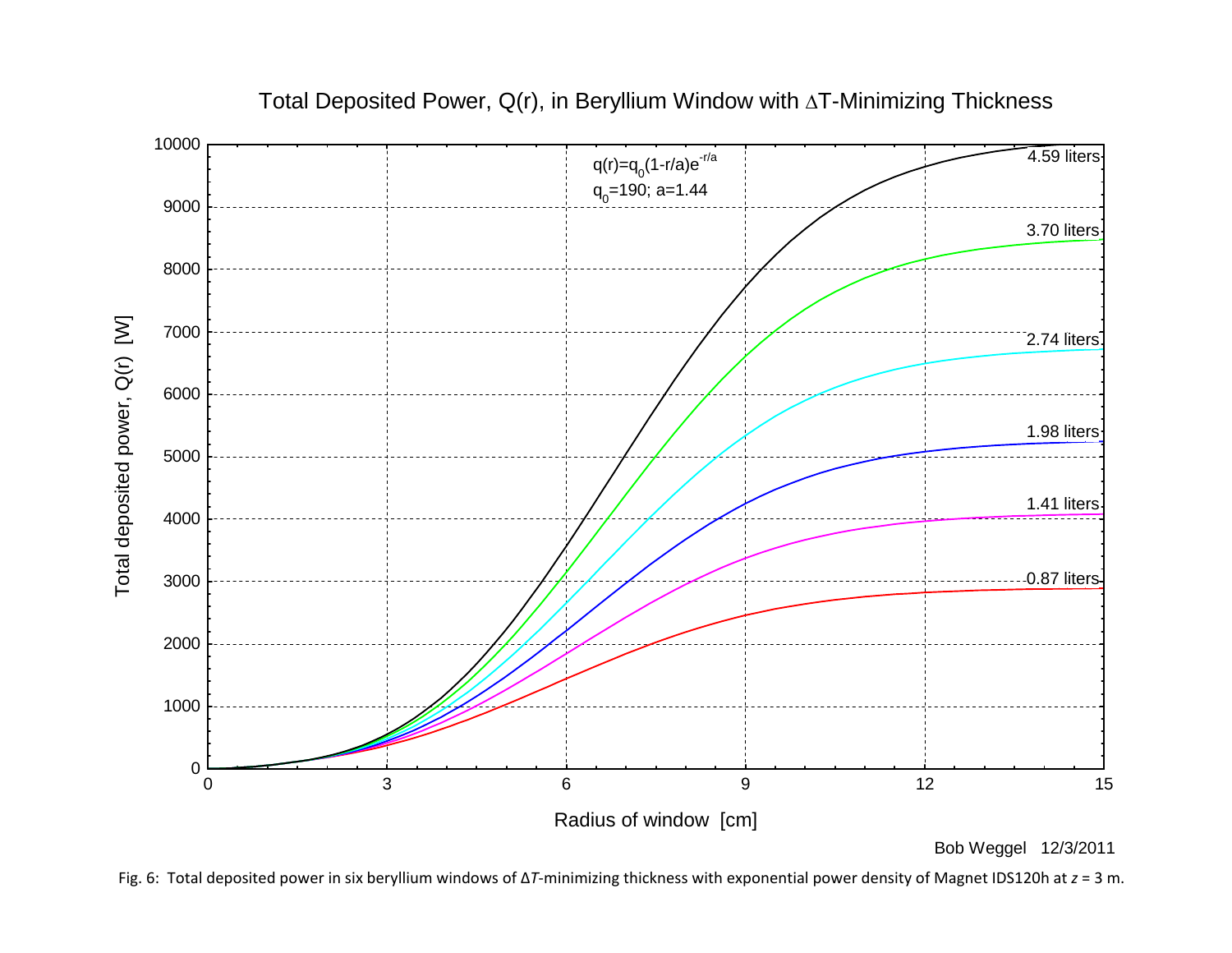Total Deposited Power, Q(r), in Beryllium Window with ΔT-Minimizing Thickness

$q(r)=q_0(1-r/a)e^{-r/a}$

$q_0=190$; $a=1.44$

Total deposited power, Q(r) [W]

Radius of window [cm]

4.59 liters, 3.70 liters, 2.74 liters, 1.98 liters, 1.41 liters, 0.87 liters

Bob Weggel 12/3/2011

Fig. 6: Total deposited power in six beryllium windows of Δ*T*-minimizing thickness with exponential power density of Magnet IDS120h at $z$ = 3 m.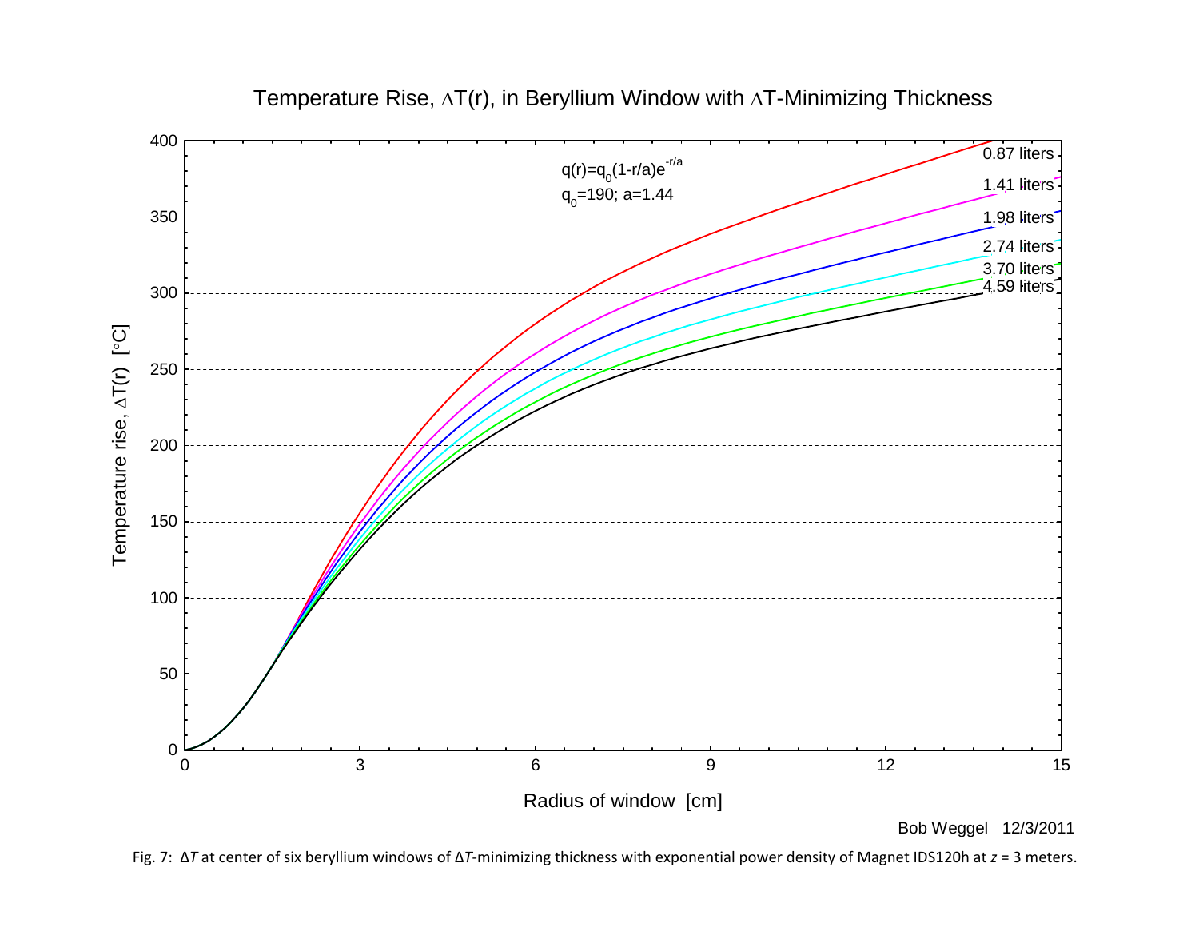Temperature Rise, $\Delta T(r)$, in Beryllium Window with $\Delta T$-Minimizing Thickness

$q(r)=q_0(1-r/a)e^{-r/a}$

$q_0=190$; $a=1.44$

0.87 liters

1.41 liters

1.98 liters

2.74 liters

3.70 liters

4.59 liters

Temperature rise, $\Delta T(r)$ [°C]

0, 50, 100, 150, 200, 250, 300, 350, 400

Radius of window [cm]

0, 3, 6, 9, 12, 15

Bob Weggel 12/3/2011

Fig. 7: $\Delta T$ at center of six beryllium windows of $\Delta T$-minimizing thickness with exponential power density of Magnet IDS120h at $z$ = 3 meters.